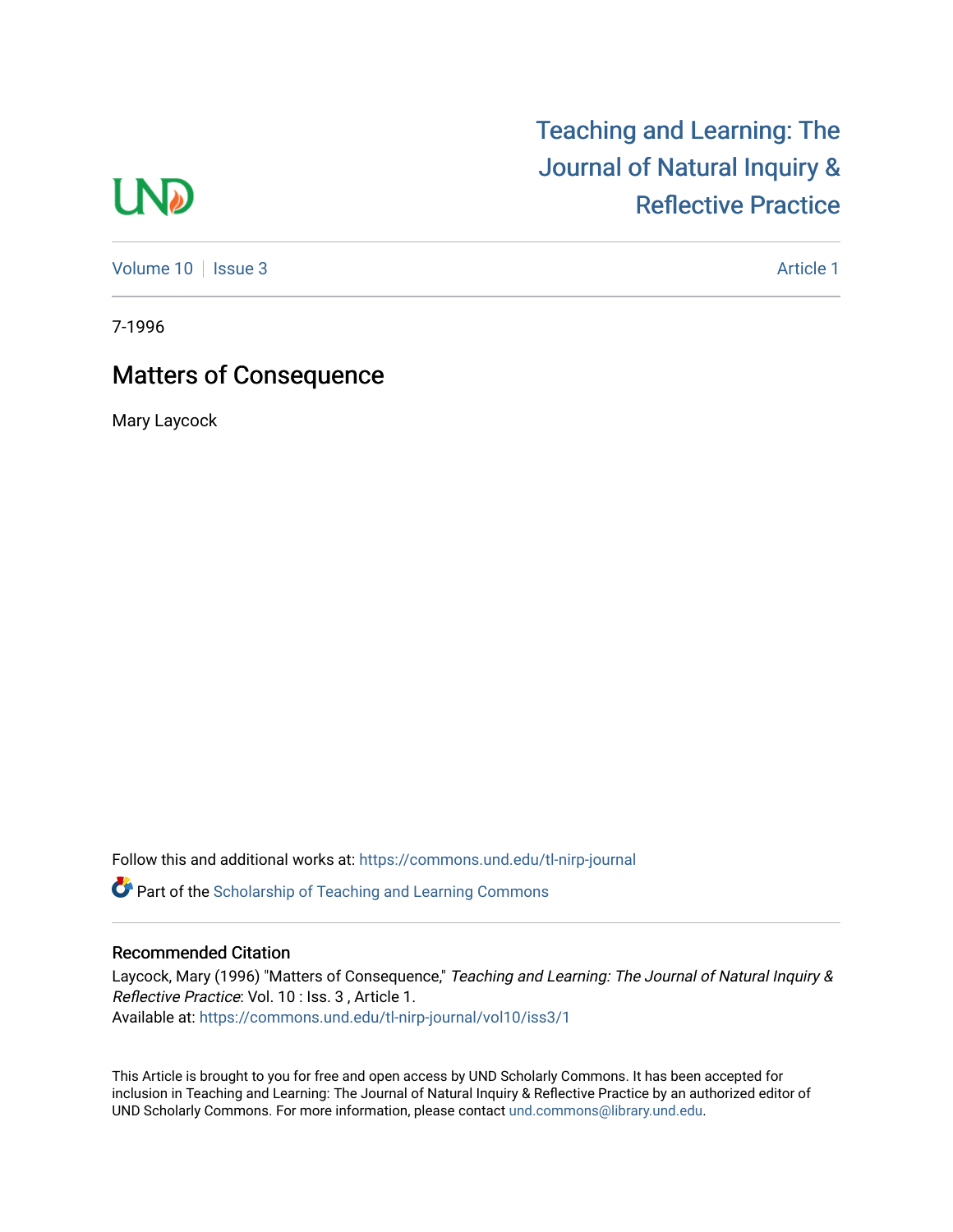# Teaching and Learning: The Journal of Natural Inquiry & Reflective Practice

Volume 10 | Issue 3 | Article 1

7-1996

## Matters of Consequence

Mary Laycock

Follow this and additional works at: https://commons.und.edu/tl-nirp-journal

Part of the Scholarship of Teaching and Learning Commons

### Recommended Citation

Laycock, Mary (1996) "Matters of Consequence," *Teaching and Learning: The Journal of Natural Inquiry & Reflective Practice*: Vol. 10 : Iss. 3 , Article 1.
Available at: https://commons.und.edu/tl-nirp-journal/vol10/iss3/1

This Article is brought to you for free and open access by UND Scholarly Commons. It has been accepted for inclusion in Teaching and Learning: The Journal of Natural Inquiry & Reflective Practice by an authorized editor of UND Scholarly Commons. For more information, please contact und.commons@library.und.edu.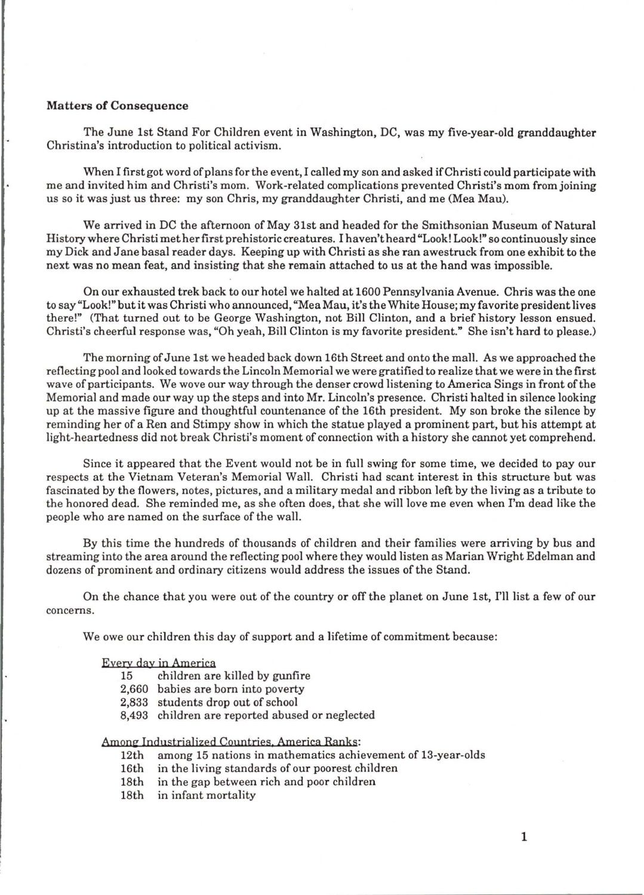**Matters of Consequence**

The June 1st Stand For Children event in Washington, DC, was my five-year-old granddaughter Christina's introduction to political activism.

When I first got word of plans for the event, I called my son and asked if Christi could participate with me and invited him and Christi's mom. Work-related complications prevented Christi's mom from joining us so it was just us three: my son Chris, my granddaughter Christi, and me (Mea Mau).

We arrived in DC the afternoon of May 31st and headed for the Smithsonian Museum of Natural History where Christi met her first prehistoric creatures. I haven't heard "Look! Look!" so continuously since my Dick and Jane basal reader days. Keeping up with Christi as she ran awestruck from one exhibit to the next was no mean feat, and insisting that she remain attached to us at the hand was impossible.

On our exhausted trek back to our hotel we halted at 1600 Pennsylvania Avenue. Chris was the one to say "Look!" but it was Christi who announced, "Mea Mau, it's the White House; my favorite president lives there!" (That turned out to be George Washington, not Bill Clinton, and a brief history lesson ensued. Christi's cheerful response was, "Oh yeah, Bill Clinton is my favorite president." She isn't hard to please.)

The morning of June 1st we headed back down 16th Street and onto the mall. As we approached the reflecting pool and looked towards the Lincoln Memorial we were gratified to realize that we were in the first wave of participants. We wove our way through the denser crowd listening to America Sings in front of the Memorial and made our way up the steps and into Mr. Lincoln's presence. Christi halted in silence looking up at the massive figure and thoughtful countenance of the 16th president. My son broke the silence by reminding her of a Ren and Stimpy show in which the statue played a prominent part, but his attempt at light-heartedness did not break Christi's moment of connection with a history she cannot yet comprehend.

Since it appeared that the Event would not be in full swing for some time, we decided to pay our respects at the Vietnam Veteran's Memorial Wall. Christi had scant interest in this structure but was fascinated by the flowers, notes, pictures, and a military medal and ribbon left by the living as a tribute to the honored dead. She reminded me, as she often does, that she will love me even when I'm dead like the people who are named on the surface of the wall.

By this time the hundreds of thousands of children and their families were arriving by bus and streaming into the area around the reflecting pool where they would listen as Marian Wright Edelman and dozens of prominent and ordinary citizens would address the issues of the Stand.

On the chance that you were out of the country or off the planet on June 1st, I'll list a few of our concerns.

We owe our children this day of support and a lifetime of commitment because:

<u>Every day in America</u>

- 15 children are killed by gunfire
- 2,660 babies are born into poverty
- 2,833 students drop out of school
- 8,493 children are reported abused or neglected

<u>Among Industrialized Countries, America Ranks</u>:

- 12th among 15 nations in mathematics achievement of 13-year-olds
- 16th in the living standards of our poorest children
- 18th in the gap between rich and poor children
- 18th in infant mortality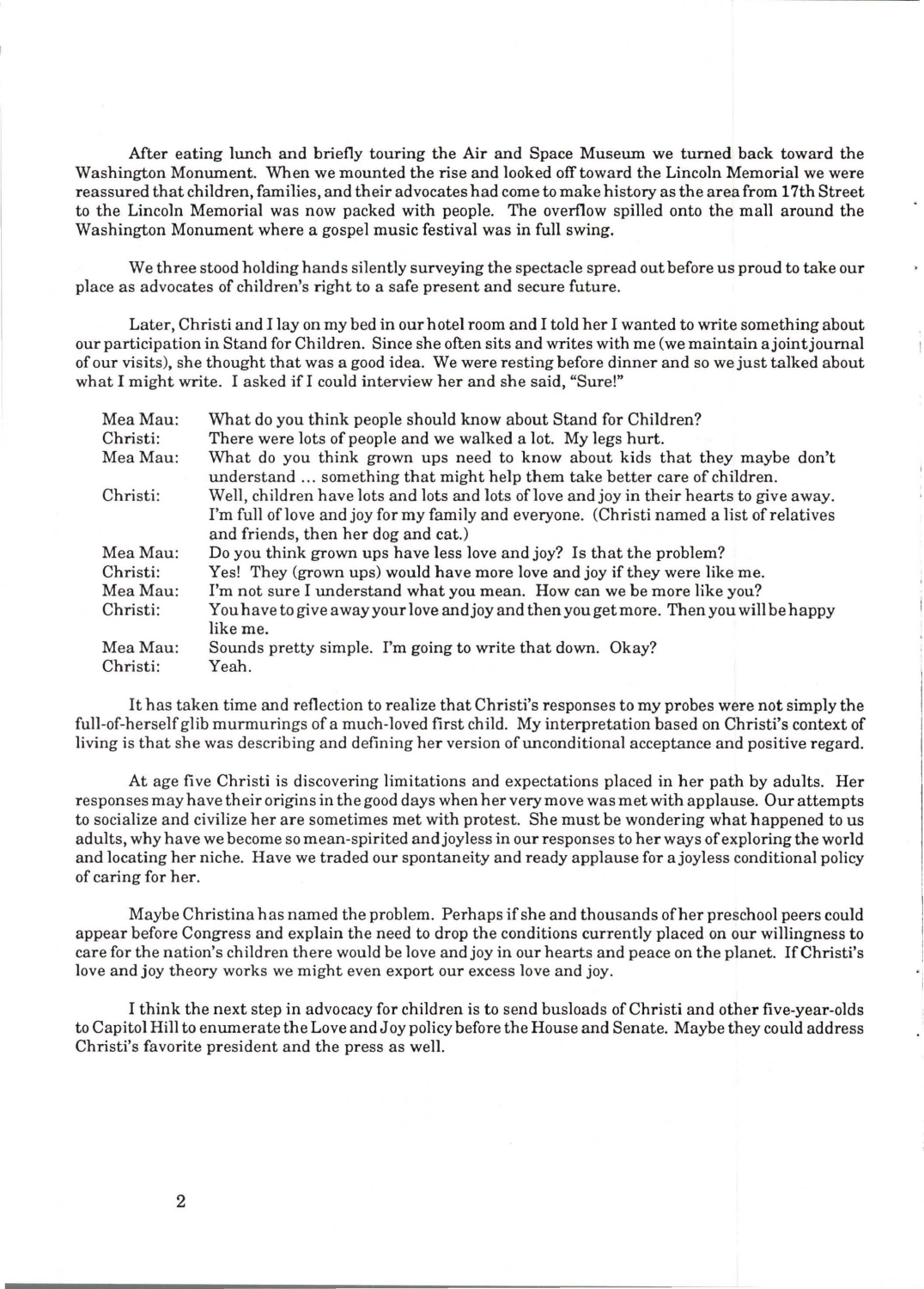After eating lunch and briefly touring the Air and Space Museum we turned back toward the Washington Monument. When we mounted the rise and looked off toward the Lincoln Memorial we were reassured that children, families, and their advocates had come to make history as the area from 17th Street to the Lincoln Memorial was now packed with people. The overflow spilled onto the mall around the Washington Monument where a gospel music festival was in full swing.

We three stood holding hands silently surveying the spectacle spread out before us proud to take our place as advocates of children's right to a safe present and secure future.

Later, Christi and I lay on my bed in our hotel room and I told her I wanted to write something about our participation in Stand for Children. Since she often sits and writes with me (we maintain a joint journal of our visits), she thought that was a good idea. We were resting before dinner and so we just talked about what I might write. I asked if I could interview her and she said, "Sure!"

| | |
|---|---|
| Mea Mau: | What do you think people should know about Stand for Children? |
| Christi: | There were lots of people and we walked a lot. My legs hurt. |
| Mea Mau: | What do you think grown ups need to know about kids that they maybe don't understand ... something that might help them take better care of children. |
| Christi: | Well, children have lots and lots and lots of love and joy in their hearts to give away. I'm full of love and joy for my family and everyone. (Christi named a list of relatives and friends, then her dog and cat.) |
| Mea Mau: | Do you think grown ups have less love and joy? Is that the problem? |
| Christi: | Yes! They (grown ups) would have more love and joy if they were like me. |
| Mea Mau: | I'm not sure I understand what you mean. How can we be more like you? |
| Christi: | You have to give away your love and joy and then you get more. Then you will be happy like me. |
| Mea Mau: | Sounds pretty simple. I'm going to write that down. Okay? |
| Christi: | Yeah. |

It has taken time and reflection to realize that Christi's responses to my probes were not simply the full-of-herself glib murmurings of a much-loved first child. My interpretation based on Christi's context of living is that she was describing and defining her version of unconditional acceptance and positive regard.

At age five Christi is discovering limitations and expectations placed in her path by adults. Her responses may have their origins in the good days when her very move was met with applause. Our attempts to socialize and civilize her are sometimes met with protest. She must be wondering what happened to us adults, why have we become so mean-spirited and joyless in our responses to her ways of exploring the world and locating her niche. Have we traded our spontaneity and ready applause for a joyless conditional policy of caring for her.

Maybe Christina has named the problem. Perhaps if she and thousands of her preschool peers could appear before Congress and explain the need to drop the conditions currently placed on our willingness to care for the nation's children there would be love and joy in our hearts and peace on the planet. If Christi's love and joy theory works we might even export our excess love and joy.

I think the next step in advocacy for children is to send busloads of Christi and other five-year-olds to Capitol Hill to enumerate the Love and Joy policy before the House and Senate. Maybe they could address Christi's favorite president and the press as well.